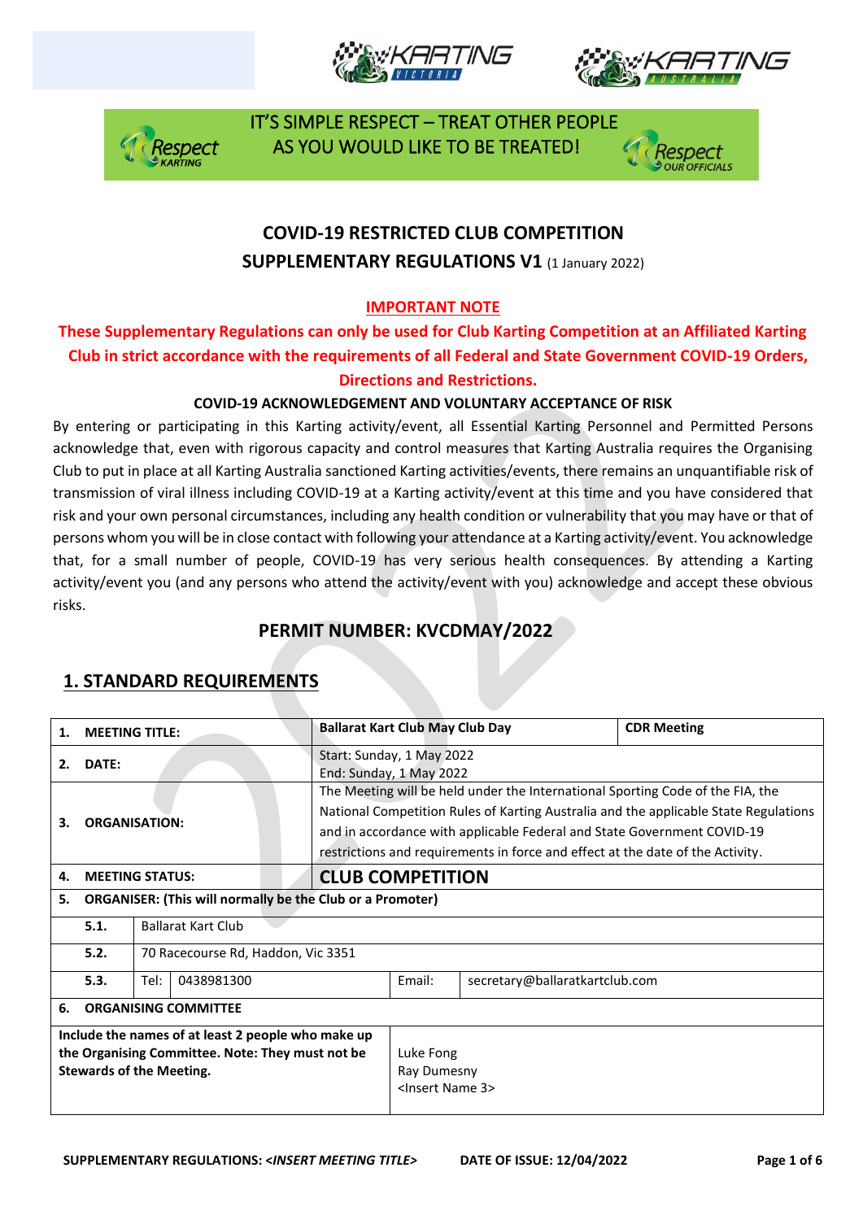IT'S SIMPLE RESPECT – TREAT OTHER PEOPLE AS YOU WOULD LIKE TO BE TREATED!

# COVID-19 RESTRICTED CLUB COMPETITION
## SUPPLEMENTARY REGULATIONS V1 (1 January 2022)

**IMPORTANT NOTE**

**These Supplementary Regulations can only be used for Club Karting Competition at an Affiliated Karting Club in strict accordance with the requirements of all Federal and State Government COVID-19 Orders, Directions and Restrictions.**

**COVID-19 ACKNOWLEDGEMENT AND VOLUNTARY ACCEPTANCE OF RISK**

By entering or participating in this Karting activity/event, all Essential Karting Personnel and Permitted Persons acknowledge that, even with rigorous capacity and control measures that Karting Australia requires the Organising Club to put in place at all Karting Australia sanctioned Karting activities/events, there remains an unquantifiable risk of transmission of viral illness including COVID-19 at a Karting activity/event at this time and you have considered that risk and your own personal circumstances, including any health condition or vulnerability that you may have or that of persons whom you will be in close contact with following your attendance at a Karting activity/event. You acknowledge that, for a small number of people, COVID-19 has very serious health consequences. By attending a Karting activity/event you (and any persons who attend the activity/event with you) acknowledge and accept these obvious risks.

## PERMIT NUMBER: KVCDMAY/2022

## 1. STANDARD REQUIREMENTS

| | | | | | |
|---|---|---|---|---|---|
| **1.** | **MEETING TITLE:** | | **Ballarat Kart Club May Club Day** | | **CDR Meeting** |
| **2.** | **DATE:** | | Start: Sunday, 1 May 2022<br>End: Sunday, 1 May 2022 | | |
| **3.** | **ORGANISATION:** | | The Meeting will be held under the International Sporting Code of the FIA, the National Competition Rules of Karting Australia and the applicable State Regulations and in accordance with applicable Federal and State Government COVID-19 restrictions and requirements in force and effect at the date of the Activity. | | |
| **4.** | **MEETING STATUS:** | | **CLUB COMPETITION** | | |
| **5.** | **ORGANISER: (This will normally be the Club or a Promoter)** | | | | |
| | **5.1.** | Ballarat Kart Club | | | |
| | **5.2.** | 70 Racecourse Rd, Haddon, Vic 3351 | | | |
| | **5.3.** | Tel: 0438981300 | | Email: | secretary@ballaratkartclub.com |
| **6.** | **ORGANISING COMMITTEE** | | | | |
| **Include the names of at least 2 people who make up the Organising Committee. Note: They must not be Stewards of the Meeting.** | | | Luke Fong<br>Ray Dumesny<br><Insert Name 3> | | |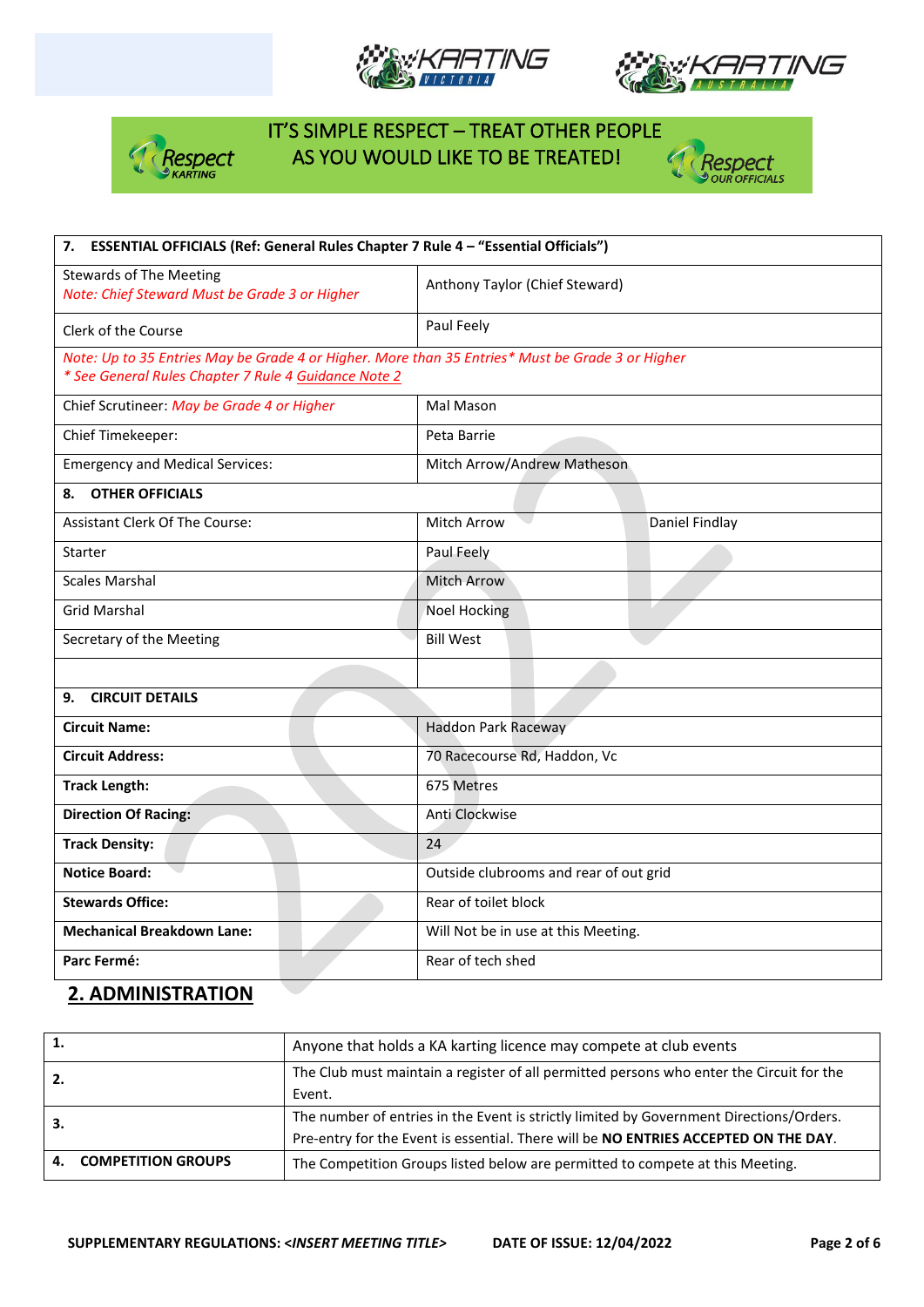IT'S SIMPLE RESPECT – TREAT OTHER PEOPLE AS YOU WOULD LIKE TO BE TREATED!

| 7. ESSENTIAL OFFICIALS (Ref: General Rules Chapter 7 Rule 4 – "Essential Officials") | | |
|---|---|---|
| Stewards of The Meeting<br>*Note: Chief Steward Must be Grade 3 or Higher* | Anthony Taylor (Chief Steward) | |
| Clerk of the Course | Paul Feely | |
| *Note: Up to 35 Entries May be Grade 4 or Higher. More than 35 Entries\* Must be Grade 3 or Higher*<br>*\* See General Rules Chapter 7 Rule 4 Guidance Note 2* | | |
| Chief Scrutineer: *May be Grade 4 or Higher* | Mal Mason | |
| Chief Timekeeper: | Peta Barrie | |
| Emergency and Medical Services: | Mitch Arrow/Andrew Matheson | |
| **8. OTHER OFFICIALS** | | |
| Assistant Clerk Of The Course: | Mitch Arrow | Daniel Findlay |
| Starter | Paul Feely | |
| Scales Marshal | Mitch Arrow | |
| Grid Marshal | Noel Hocking | |
| Secretary of the Meeting | Bill West | |
| | | |
| **9. CIRCUIT DETAILS** | | |
| **Circuit Name:** | Haddon Park Raceway | |
| **Circuit Address:** | 70 Racecourse Rd, Haddon, Vc | |
| **Track Length:** | 675 Metres | |
| **Direction Of Racing:** | Anti Clockwise | |
| **Track Density:** | 24 | |
| **Notice Board:** | Outside clubrooms and rear of out grid | |
| **Stewards Office:** | Rear of toilet block | |
| **Mechanical Breakdown Lane:** | Will Not be in use at this Meeting. | |
| **Parc Fermé:** | Rear of tech shed | |

## 2. ADMINISTRATION

| | |
|---|---|
| **1.** | Anyone that holds a KA karting licence may compete at club events |
| **2.** | The Club must maintain a register of all permitted persons who enter the Circuit for the Event. |
| **3.** | The number of entries in the Event is strictly limited by Government Directions/Orders. Pre-entry for the Event is essential. There will be **NO ENTRIES ACCEPTED ON THE DAY**. |
| **4. COMPETITION GROUPS** | The Competition Groups listed below are permitted to compete at this Meeting. |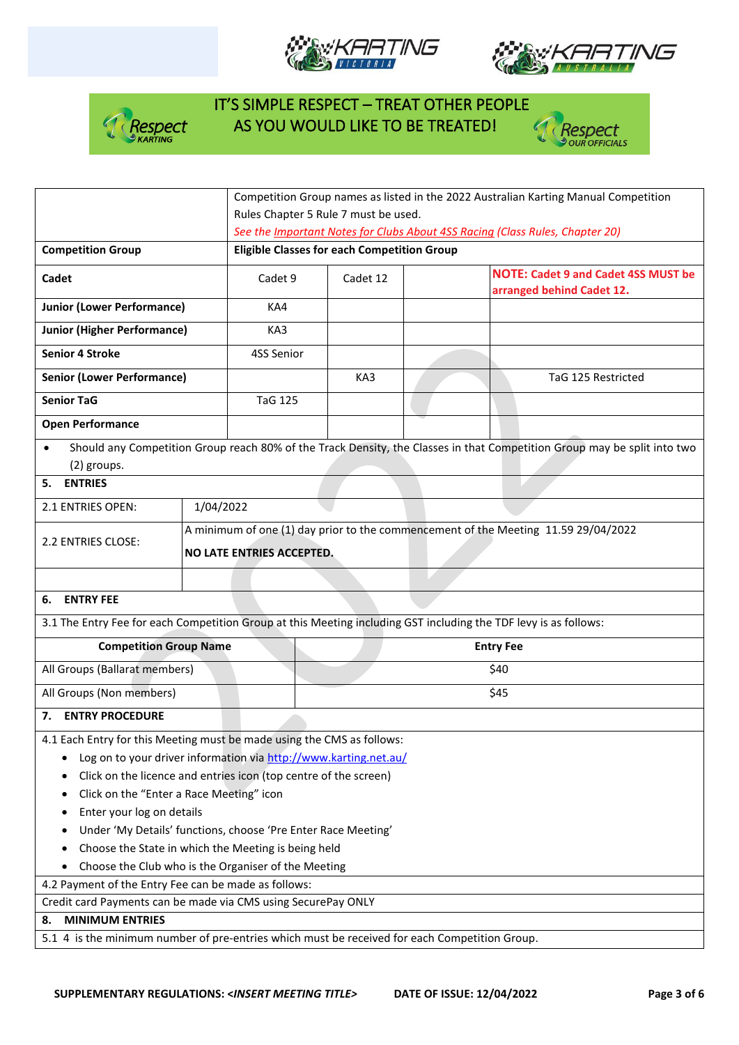IT'S SIMPLE RESPECT – TREAT OTHER PEOPLE AS YOU WOULD LIKE TO BE TREATED!

| | Competition Group names as listed in the 2022 Australian Karting Manual Competition Rules Chapter 5 Rule 7 must be used. *See the Important Notes for Clubs About 4SS Racing (Class Rules, Chapter 20)* | | | |
|---|---|---|---|---|
| **Competition Group** | **Eligible Classes for each Competition Group** | | | |
| **Cadet** | Cadet 9 | Cadet 12 | | **NOTE: Cadet 9 and Cadet 4SS MUST be arranged behind Cadet 12.** |
| **Junior (Lower Performance)** | KA4 | | | |
| **Junior (Higher Performance)** | KA3 | | | |
| **Senior 4 Stroke** | 4SS Senior | | | |
| **Senior (Lower Performance)** | | KA3 | | TaG 125 Restricted |
| **Senior TaG** | TaG 125 | | | |
| **Open Performance** | | | | |

- Should any Competition Group reach 80% of the Track Density, the Classes in that Competition Group may be split into two (2) groups.

## 5. ENTRIES

| | |
|---|---|
| 2.1 ENTRIES OPEN: | 1/04/2022 |
| 2.2 ENTRIES CLOSE: | A minimum of one (1) day prior to the commencement of the Meeting 11.59 29/04/2022<br>**NO LATE ENTRIES ACCEPTED.** |

## 6. ENTRY FEE

3.1 The Entry Fee for each Competition Group at this Meeting including GST including the TDF levy is as follows:

| Competition Group Name | Entry Fee |
|---|---|
| All Groups (Ballarat members) | $40 |
| All Groups (Non members) | $45 |

## 7. ENTRY PROCEDURE

4.1 Each Entry for this Meeting must be made using the CMS as follows:

- Log on to your driver information via http://www.karting.net.au/
- Click on the licence and entries icon (top centre of the screen)
- Click on the "Enter a Race Meeting" icon
- Enter your log on details
- Under 'My Details' functions, choose 'Pre Enter Race Meeting'
- Choose the State in which the Meeting is being held
- Choose the Club who is the Organiser of the Meeting

4.2 Payment of the Entry Fee can be made as follows:

Credit card Payments can be made via CMS using SecurePay ONLY

## 8. MINIMUM ENTRIES

5.1 4 is the minimum number of pre-entries which must be received for each Competition Group.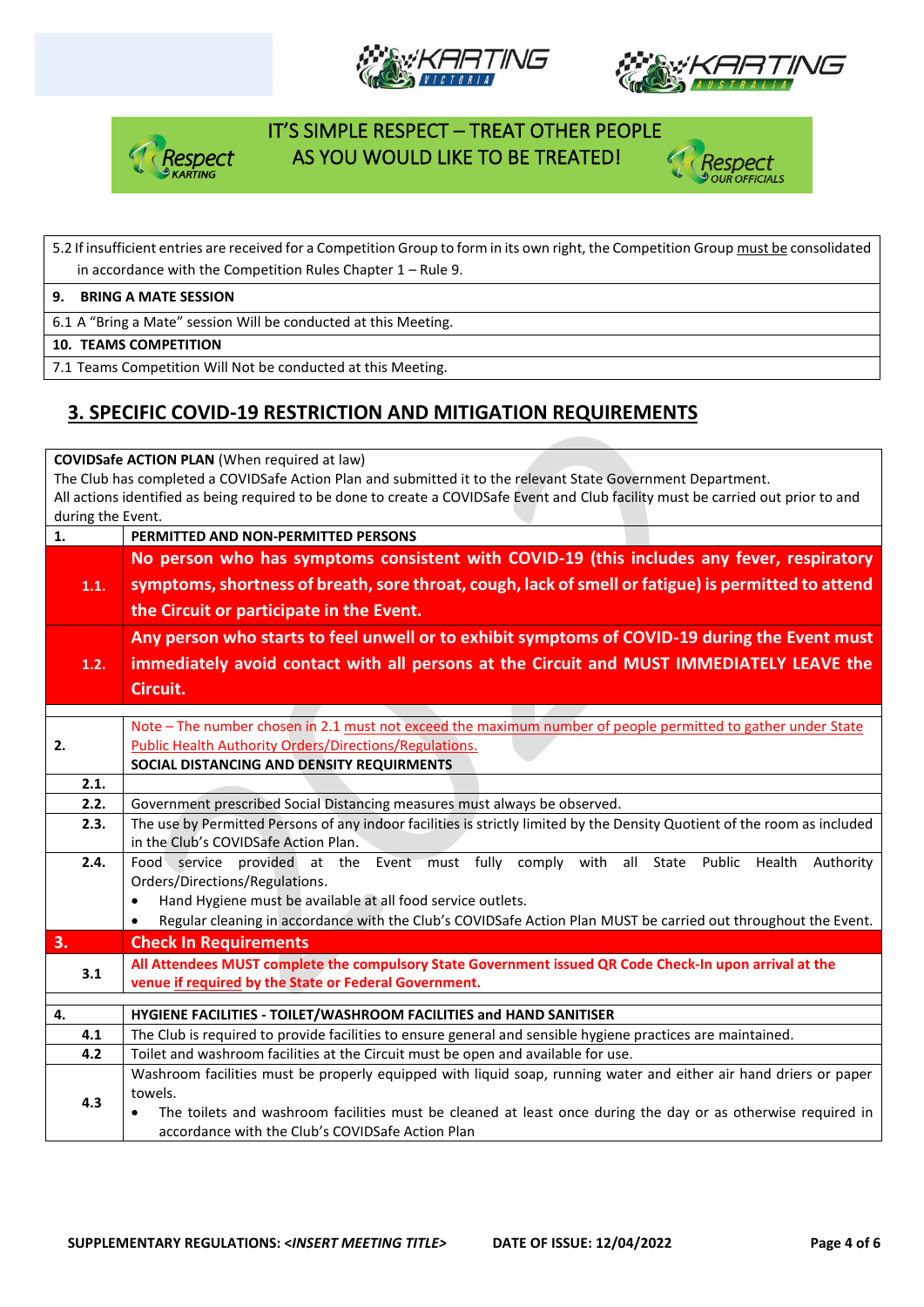IT'S SIMPLE RESPECT – TREAT OTHER PEOPLE AS YOU WOULD LIKE TO BE TREATED!

| |
|---|
| 5.2 If insufficient entries are received for a Competition Group to form in its own right, the Competition Group must be consolidated in accordance with the Competition Rules Chapter 1 – Rule 9. |
| **9. BRING A MATE SESSION** |
| 6.1 A "Bring a Mate" session Will be conducted at this Meeting. |
| **10. TEAMS COMPETITION** |
| 7.1 Teams Competition Will Not be conducted at this Meeting. |

## 3. SPECIFIC COVID-19 RESTRICTION AND MITIGATION REQUIREMENTS

**COVIDSafe ACTION PLAN** (When required at law)
The Club has completed a COVIDSafe Action Plan and submitted it to the relevant State Government Department.
All actions identified as being required to be done to create a COVIDSafe Event and Club facility must be carried out prior to and during the Event.

| | |
|---|---|
| **1.** | **PERMITTED AND NON-PERMITTED PERSONS** |
| **1.1.** | **No person who has symptoms consistent with COVID-19 (this includes any fever, respiratory symptoms, shortness of breath, sore throat, cough, lack of smell or fatigue) is permitted to attend the Circuit or participate in the Event.** |
| **1.2.** | **Any person who starts to feel unwell or to exhibit symptoms of COVID-19 during the Event must immediately avoid contact with all persons at the Circuit and MUST IMMEDIATELY LEAVE the Circuit.** |
| **2.** | Note – The number chosen in 2.1 must not exceed the maximum number of people permitted to gather under State Public Health Authority Orders/Directions/Regulations.<br>**SOCIAL DISTANCING AND DENSITY REQUIRMENTS** |
| **2.1.** | |
| **2.2.** | Government prescribed Social Distancing measures must always be observed. |
| **2.3.** | The use by Permitted Persons of any indoor facilities is strictly limited by the Density Quotient of the room as included in the Club's COVIDSafe Action Plan. |
| **2.4.** | Food service provided at the Event must fully comply with all State Public Health Authority Orders/Directions/Regulations.<br>• Hand Hygiene must be available at all food service outlets.<br>• Regular cleaning in accordance with the Club's COVIDSafe Action Plan MUST be carried out throughout the Event. |
| **3.** | **Check In Requirements** |
| **3.1** | **All Attendees MUST complete the compulsory State Government issued QR Code Check-In upon arrival at the venue if required by the State or Federal Government.** |
| **4.** | **HYGIENE FACILITIES - TOILET/WASHROOM FACILITIES and HAND SANITISER** |
| **4.1** | The Club is required to provide facilities to ensure general and sensible hygiene practices are maintained. |
| **4.2** | Toilet and washroom facilities at the Circuit must be open and available for use. |
| **4.3** | Washroom facilities must be properly equipped with liquid soap, running water and either air hand driers or paper towels.<br>• The toilets and washroom facilities must be cleaned at least once during the day or as otherwise required in accordance with the Club's COVIDSafe Action Plan |

SUPPLEMENTARY REGULATIONS: *<INSERT MEETING TITLE>* DATE OF ISSUE: 12/04/2022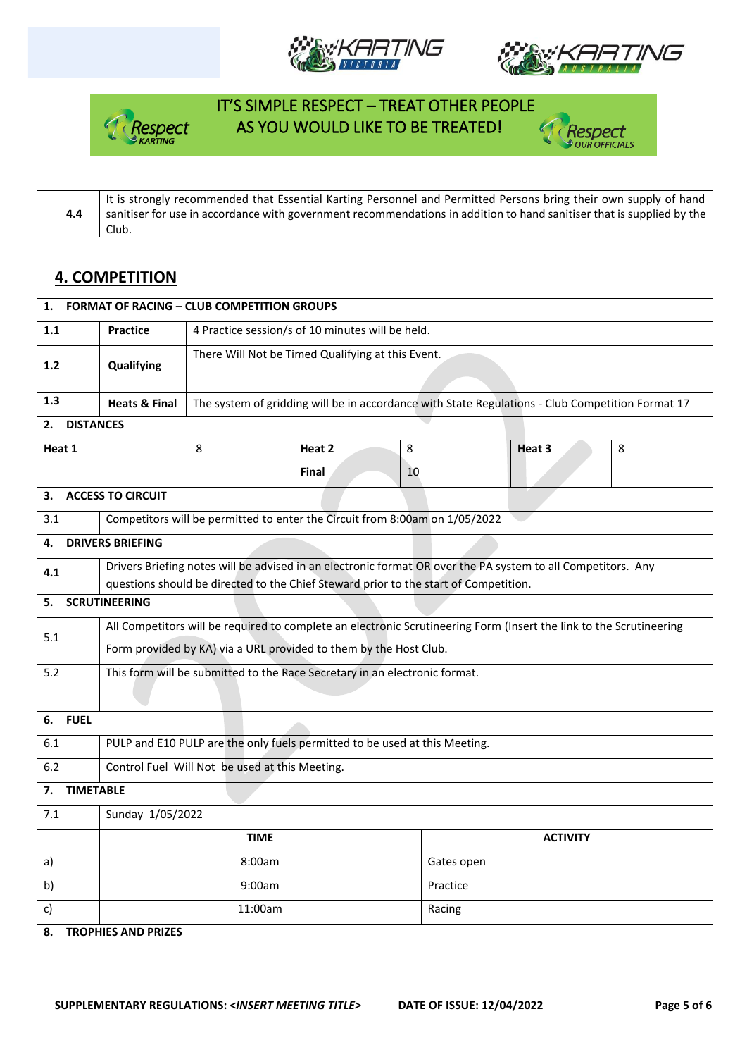IT'S SIMPLE RESPECT – TREAT OTHER PEOPLE AS YOU WOULD LIKE TO BE TREATED!

| 4.4 | It is strongly recommended that Essential Karting Personnel and Permitted Persons bring their own supply of hand sanitiser for use in accordance with government recommendations in addition to hand sanitiser that is supplied by the Club. |
|---|---|

## 4. COMPETITION

| **1. FORMAT OF RACING – CLUB COMPETITION GROUPS** | | | | | |
|---|---|---|---|---|---|
| **1.1** | **Practice** | 4 Practice session/s of 10 minutes will be held. | | | |
| **1.2** | **Qualifying** | There Will Not be Timed Qualifying at this Event. | | | |
| **1.3** | **Heats & Final** | The system of gridding will be in accordance with State Regulations - Club Competition Format 17 | | | |
| **2. DISTANCES** | | | | | |
| **Heat 1** | 8 | **Heat 2** | 8 | **Heat 3** | 8 |
| | | **Final** | 10 | | |
| **3. ACCESS TO CIRCUIT** | | | | | |
| 3.1 | Competitors will be permitted to enter the Circuit from 8:00am on 1/05/2022 | | | | |
| **4. DRIVERS BRIEFING** | | | | | |
| 4.1 | Drivers Briefing notes will be advised in an electronic format OR over the PA system to all Competitors. Any questions should be directed to the Chief Steward prior to the start of Competition. | | | | |
| **5. SCRUTINEERING** | | | | | |
| 5.1 | All Competitors will be required to complete an electronic Scrutineering Form (Insert the link to the Scrutineering Form provided by KA) via a URL provided to them by the Host Club. | | | | |
| 5.2 | This form will be submitted to the Race Secretary in an electronic format. | | | | |
| | | | | | |
| **6. FUEL** | | | | | |
| 6.1 | PULP and E10 PULP are the only fuels permitted to be used at this Meeting. | | | | |
| 6.2 | Control Fuel Will Not be used at this Meeting. | | | | |
| **7. TIMETABLE** | | | | | |
| 7.1 | Sunday 1/05/2022 | | | | |
| | **TIME** | | **ACTIVITY** | | |
| a) | 8:00am | | Gates open | | |
| b) | 9:00am | | Practice | | |
| c) | 11:00am | | Racing | | |
| **8. TROPHIES AND PRIZES** | | | | | |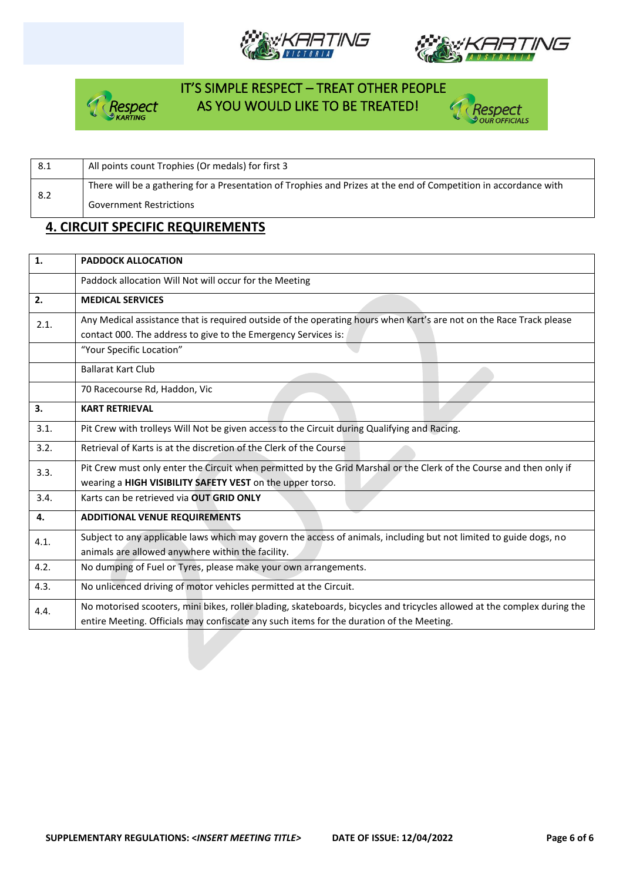IT'S SIMPLE RESPECT – TREAT OTHER PEOPLE AS YOU WOULD LIKE TO BE TREATED!

| | |
|---|---|
| 8.1 | All points count Trophies (Or medals) for first 3 |
| 8.2 | There will be a gathering for a Presentation of Trophies and Prizes at the end of Competition in accordance with Government Restrictions |

## 4. CIRCUIT SPECIFIC REQUIREMENTS

| | |
|---|---|
| **1.** | **PADDOCK ALLOCATION** |
| | Paddock allocation Will Not will occur for the Meeting |
| **2.** | **MEDICAL SERVICES** |
| 2.1. | Any Medical assistance that is required outside of the operating hours when Kart's are not on the Race Track please contact 000. The address to give to the Emergency Services is: |
| | "Your Specific Location" |
| | Ballarat Kart Club |
| | 70 Racecourse Rd, Haddon, Vic |
| **3.** | **KART RETRIEVAL** |
| 3.1. | Pit Crew with trolleys Will Not be given access to the Circuit during Qualifying and Racing. |
| 3.2. | Retrieval of Karts is at the discretion of the Clerk of the Course |
| 3.3. | Pit Crew must only enter the Circuit when permitted by the Grid Marshal or the Clerk of the Course and then only if wearing a **HIGH VISIBILITY SAFETY VEST** on the upper torso. |
| 3.4. | Karts can be retrieved via **OUT GRID ONLY** |
| **4.** | **ADDITIONAL VENUE REQUIREMENTS** |
| 4.1. | Subject to any applicable laws which may govern the access of animals, including but not limited to guide dogs, no animals are allowed anywhere within the facility. |
| 4.2. | No dumping of Fuel or Tyres, please make your own arrangements. |
| 4.3. | No unlicenced driving of motor vehicles permitted at the Circuit. |
| 4.4. | No motorised scooters, mini bikes, roller blading, skateboards, bicycles and tricycles allowed at the complex during the entire Meeting. Officials may confiscate any such items for the duration of the Meeting. |